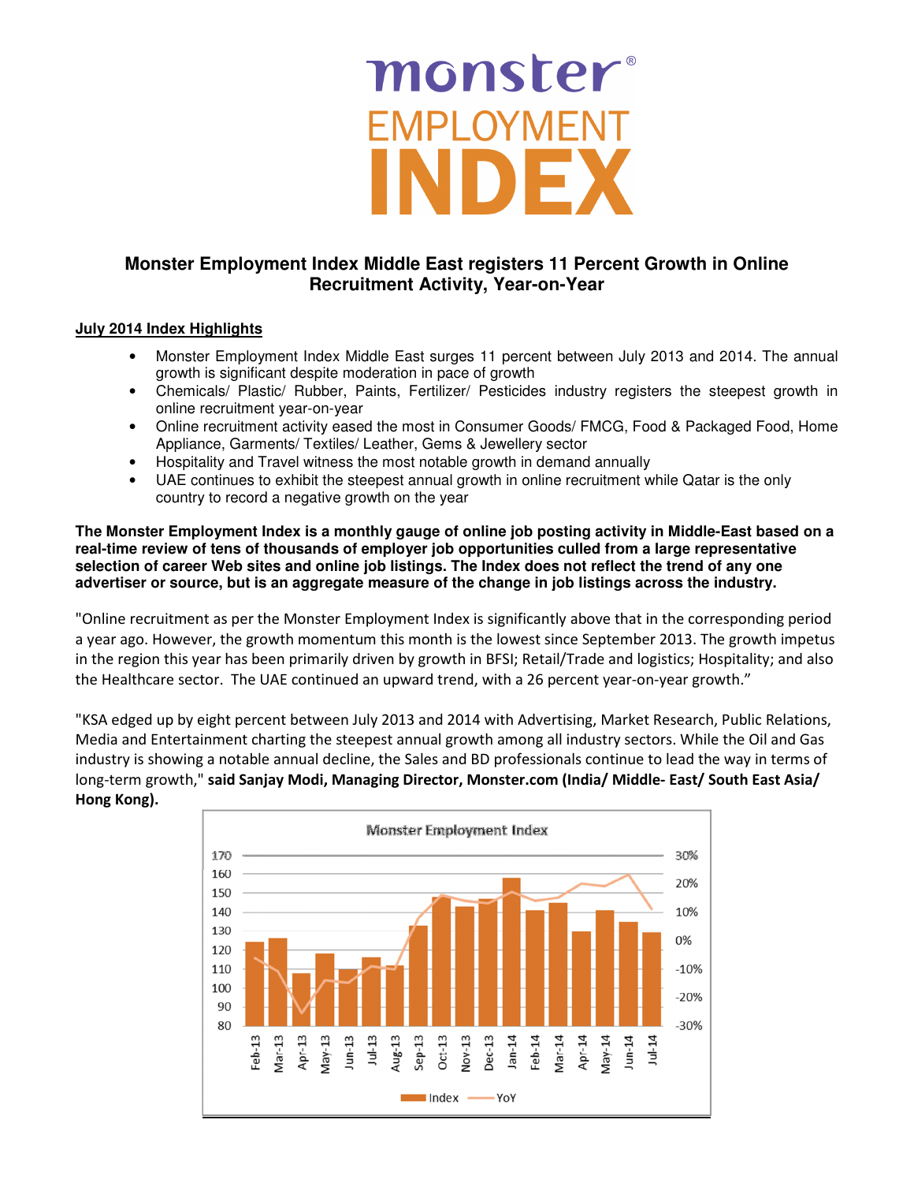# monster® EMPLOYMENT INDEX

## Monster Employment Index Middle East registers 11 Percent Growth in Online Recruitment Activity, Year-on-Year

**July 2014 Index Highlights**

- Monster Employment Index Middle East surges 11 percent between July 2013 and 2014. The annual growth is significant despite moderation in pace of growth
- Chemicals/ Plastic/ Rubber, Paints, Fertilizer/ Pesticides industry registers the steepest growth in online recruitment year-on-year
- Online recruitment activity eased the most in Consumer Goods/ FMCG, Food & Packaged Food, Home Appliance, Garments/ Textiles/ Leather, Gems & Jewellery sector
- Hospitality and Travel witness the most notable growth in demand annually
- UAE continues to exhibit the steepest annual growth in online recruitment while Qatar is the only country to record a negative growth on the year

**The Monster Employment Index is a monthly gauge of online job posting activity in Middle-East based on a real-time review of tens of thousands of employer job opportunities culled from a large representative selection of career Web sites and online job listings. The Index does not reflect the trend of any one advertiser or source, but is an aggregate measure of the change in job listings across the industry.**

"Online recruitment as per the Monster Employment Index is significantly above that in the corresponding period a year ago. However, the growth momentum this month is the lowest since September 2013. The growth impetus in the region this year has been primarily driven by growth in BFSI; Retail/Trade and logistics; Hospitality; and also the Healthcare sector. The UAE continued an upward trend, with a 26 percent year-on-year growth."

"KSA edged up by eight percent between July 2013 and 2014 with Advertising, Market Research, Public Relations, Media and Entertainment charting the steepest annual growth among all industry sectors. While the Oil and Gas industry is showing a notable annual decline, the Sales and BD professionals continue to lead the way in terms of long-term growth," **said Sanjay Modi, Managing Director, Monster.com (India/ Middle- East/ South East Asia/ Hong Kong).**

Monster Employment Index

Index / YoY — Feb-13, Mar-13, Apr-13, May-13, Jun-13, Jul-13, Aug-13, Sep-13, Oct-13, Nov-13, Dec-13, Jan-14, Feb-14, Mar-14, Apr-14, May-14, Jun-14, Jul-14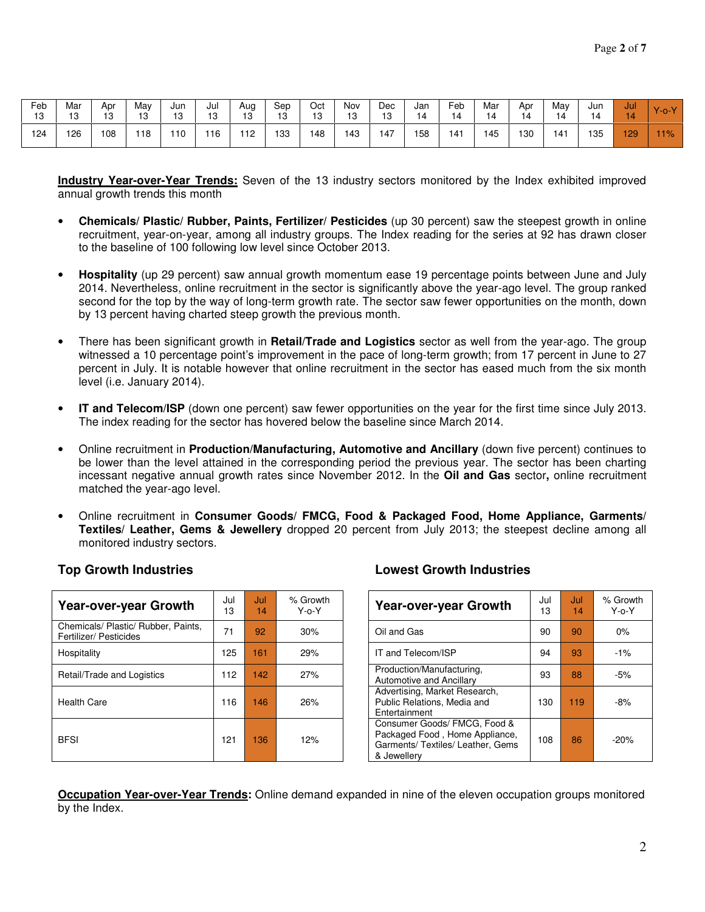| Feb 13 | Mar 13 | Apr 13 | May 13 | Jun 13 | Jul 13 | Aug 13 | Sep 13 | Oct 13 | Nov 13 | Dec 13 | Jan 14 | Feb 14 | Mar 14 | Apr 14 | May 14 | Jun 14 | Jul 14 | Y-o-Y |
|---|---|---|---|---|---|---|---|---|---|---|---|---|---|---|---|---|---|---|
| 124 | 126 | 108 | 118 | 110 | 116 | 112 | 133 | 148 | 143 | 147 | 158 | 141 | 145 | 130 | 141 | 135 | 129 | 11% |

**Industry Year-over-Year Trends:** Seven of the 13 industry sectors monitored by the Index exhibited improved annual growth trends this month

- **Chemicals/ Plastic/ Rubber, Paints, Fertilizer/ Pesticides** (up 30 percent) saw the steepest growth in online recruitment, year-on-year, among all industry groups. The Index reading for the series at 92 has drawn closer to the baseline of 100 following low level since October 2013.
- **Hospitality** (up 29 percent) saw annual growth momentum ease 19 percentage points between June and July 2014. Nevertheless, online recruitment in the sector is significantly above the year-ago level. The group ranked second for the top by the way of long-term growth rate. The sector saw fewer opportunities on the month, down by 13 percent having charted steep growth the previous month.
- There has been significant growth in **Retail/Trade and Logistics** sector as well from the year-ago. The group witnessed a 10 percentage point's improvement in the pace of long-term growth; from 17 percent in June to 27 percent in July. It is notable however that online recruitment in the sector has eased much from the six month level (i.e. January 2014).
- **IT and Telecom/ISP** (down one percent) saw fewer opportunities on the year for the first time since July 2013. The index reading for the sector has hovered below the baseline since March 2014.
- Online recruitment in **Production/Manufacturing, Automotive and Ancillary** (down five percent) continues to be lower than the level attained in the corresponding period the previous year. The sector has been charting incessant negative annual growth rates since November 2012. In the **Oil and Gas** sector**,** online recruitment matched the year-ago level.
- Online recruitment in **Consumer Goods/ FMCG, Food & Packaged Food, Home Appliance, Garments/ Textiles/ Leather, Gems & Jewellery** dropped 20 percent from July 2013; the steepest decline among all monitored industry sectors.

### Top Growth Industries

| Year-over-year Growth | Jul 13 | Jul 14 | % Growth Y-o-Y |
|---|---|---|---|
| Chemicals/ Plastic/ Rubber, Paints, Fertilizer/ Pesticides | 71 | 92 | 30% |
| Hospitality | 125 | 161 | 29% |
| Retail/Trade and Logistics | 112 | 142 | 27% |
| Health Care | 116 | 146 | 26% |
| BFSI | 121 | 136 | 12% |

### Lowest Growth Industries

| Year-over-year Growth | Jul 13 | Jul 14 | % Growth Y-o-Y |
|---|---|---|---|
| Oil and Gas | 90 | 90 | 0% |
| IT and Telecom/ISP | 94 | 93 | -1% |
| Production/Manufacturing, Automotive and Ancillary | 93 | 88 | -5% |
| Advertising, Market Research, Public Relations, Media and Entertainment | 130 | 119 | -8% |
| Consumer Goods/ FMCG, Food & Packaged Food , Home Appliance, Garments/ Textiles/ Leather, Gems & Jewellery | 108 | 86 | -20% |

**Occupation Year-over-Year Trends:** Online demand expanded in nine of the eleven occupation groups monitored by the Index.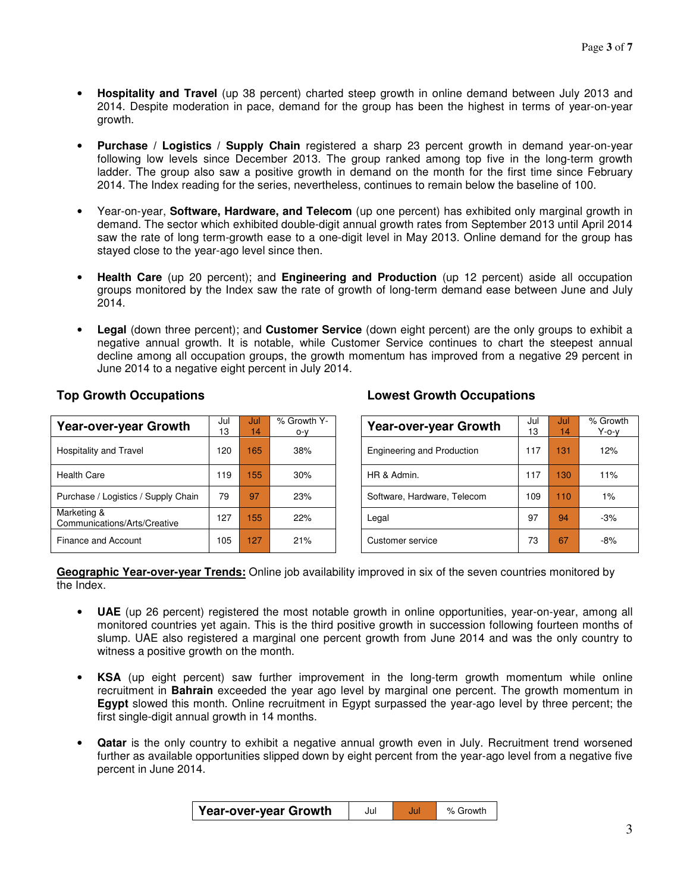- **Hospitality and Travel** (up 38 percent) charted steep growth in online demand between July 2013 and 2014. Despite moderation in pace, demand for the group has been the highest in terms of year-on-year growth.

- **Purchase / Logistics / Supply Chain** registered a sharp 23 percent growth in demand year-on-year following low levels since December 2013. The group ranked among top five in the long-term growth ladder. The group also saw a positive growth in demand on the month for the first time since February 2014. The Index reading for the series, nevertheless, continues to remain below the baseline of 100.

- Year-on-year, **Software, Hardware, and Telecom** (up one percent) has exhibited only marginal growth in demand. The sector which exhibited double-digit annual growth rates from September 2013 until April 2014 saw the rate of long term-growth ease to a one-digit level in May 2013. Online demand for the group has stayed close to the year-ago level since then.

- **Health Care** (up 20 percent); and **Engineering and Production** (up 12 percent) aside all occupation groups monitored by the Index saw the rate of growth of long-term demand ease between June and July 2014.

- **Legal** (down three percent); and **Customer Service** (down eight percent) are the only groups to exhibit a negative annual growth. It is notable, while Customer Service continues to chart the steepest annual decline among all occupation groups, the growth momentum has improved from a negative 29 percent in June 2014 to a negative eight percent in July 2014.

### Top Growth Occupations

| Year-over-year Growth | Jul 13 | Jul 14 | % Growth Y-o-y |
|---|---|---|---|
| Hospitality and Travel | 120 | 165 | 38% |
| Health Care | 119 | 155 | 30% |
| Purchase / Logistics / Supply Chain | 79 | 97 | 23% |
| Marketing & Communications/Arts/Creative | 127 | 155 | 22% |
| Finance and Account | 105 | 127 | 21% |

### Lowest Growth Occupations

| Year-over-year Growth | Jul 13 | Jul 14 | % Growth Y-o-y |
|---|---|---|---|
| Engineering and Production | 117 | 131 | 12% |
| HR & Admin. | 117 | 130 | 11% |
| Software, Hardware, Telecom | 109 | 110 | 1% |
| Legal | 97 | 94 | -3% |
| Customer service | 73 | 67 | -8% |

**Geographic Year-over-year Trends:** Online job availability improved in six of the seven countries monitored by the Index.

- **UAE** (up 26 percent) registered the most notable growth in online opportunities, year-on-year, among all monitored countries yet again. This is the third positive growth in succession following fourteen months of slump. UAE also registered a marginal one percent growth from June 2014 and was the only country to witness a positive growth on the month.

- **KSA** (up eight percent) saw further improvement in the long-term growth momentum while online recruitment in **Bahrain** exceeded the year ago level by marginal one percent. The growth momentum in **Egypt** slowed this month. Online recruitment in Egypt surpassed the year-ago level by three percent; the first single-digit annual growth in 14 months.

- **Qatar** is the only country to exhibit a negative annual growth even in July. Recruitment trend worsened further as available opportunities slipped down by eight percent from the year-ago level from a negative five percent in June 2014.

| Year-over-year Growth | Jul | Jul | % Growth |
|---|---|---|---|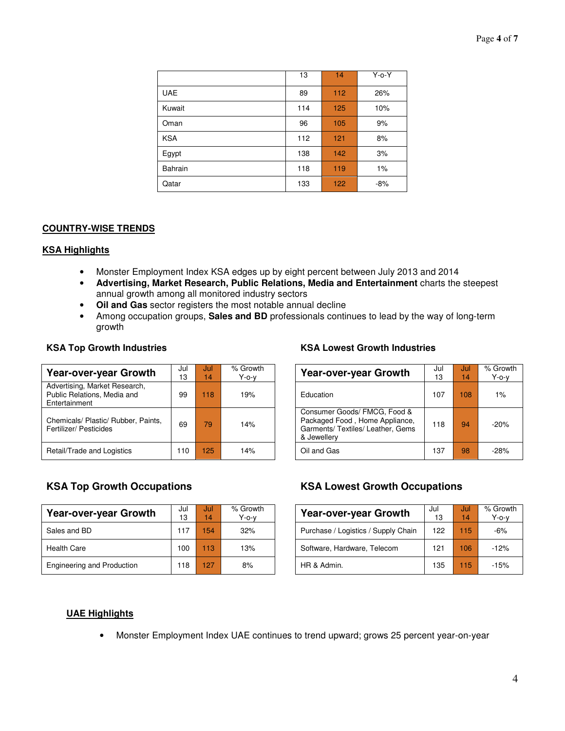| | 13 | 14 | Y-o-Y |
|---|---|---|---|
| UAE | 89 | 112 | 26% |
| Kuwait | 114 | 125 | 10% |
| Oman | 96 | 105 | 9% |
| KSA | 112 | 121 | 8% |
| Egypt | 138 | 142 | 3% |
| Bahrain | 118 | 119 | 1% |
| Qatar | 133 | 122 | -8% |

## COUNTRY-WISE TRENDS

### KSA Highlights

- Monster Employment Index KSA edges up by eight percent between July 2013 and 2014
- **Advertising, Market Research, Public Relations, Media and Entertainment** charts the steepest annual growth among all monitored industry sectors
- **Oil and Gas** sector registers the most notable annual decline
- Among occupation groups, **Sales and BD** professionals continues to lead by the way of long-term growth

#### KSA Top Growth Industries

| Year-over-year Growth | Jul 13 | Jul 14 | % Growth Y-o-y |
|---|---|---|---|
| Advertising, Market Research, Public Relations, Media and Entertainment | 99 | 118 | 19% |
| Chemicals/ Plastic/ Rubber, Paints, Fertilizer/ Pesticides | 69 | 79 | 14% |
| Retail/Trade and Logistics | 110 | 125 | 14% |

#### KSA Lowest Growth Industries

| Year-over-year Growth | Jul 13 | Jul 14 | % Growth Y-o-y |
|---|---|---|---|
| Education | 107 | 108 | 1% |
| Consumer Goods/ FMCG, Food & Packaged Food , Home Appliance, Garments/ Textiles/ Leather, Gems & Jewellery | 118 | 94 | -20% |
| Oil and Gas | 137 | 98 | -28% |

#### KSA Top Growth Occupations

| Year-over-year Growth | Jul 13 | Jul 14 | % Growth Y-o-y |
|---|---|---|---|
| Sales and BD | 117 | 154 | 32% |
| Health Care | 100 | 113 | 13% |
| Engineering and Production | 118 | 127 | 8% |

#### KSA Lowest Growth Occupations

| Year-over-year Growth | Jul 13 | Jul 14 | % Growth Y-o-y |
|---|---|---|---|
| Purchase / Logistics / Supply Chain | 122 | 115 | -6% |
| Software, Hardware, Telecom | 121 | 106 | -12% |
| HR & Admin. | 135 | 115 | -15% |

### UAE Highlights

- Monster Employment Index UAE continues to trend upward; grows 25 percent year-on-year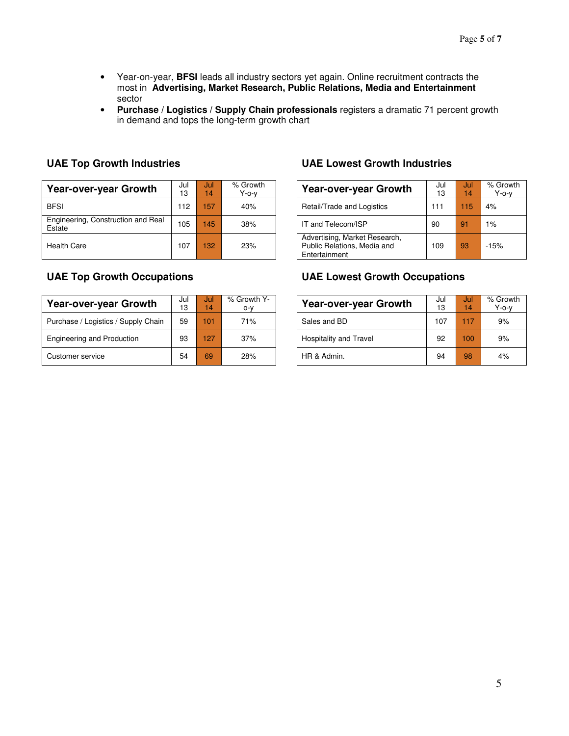- Year-on-year, **BFSI** leads all industry sectors yet again. Online recruitment contracts the most in **Advertising, Market Research, Public Relations, Media and Entertainment** sector
- **Purchase** / **Logistics** / **Supply Chain professionals** registers a dramatic 71 percent growth in demand and tops the long-term growth chart

### UAE Top Growth Industries

| Year-over-year Growth | Jul 13 | Jul 14 | % Growth Y-o-y |
|---|---|---|---|
| BFSI | 112 | 157 | 40% |
| Engineering, Construction and Real Estate | 105 | 145 | 38% |
| Health Care | 107 | 132 | 23% |

### UAE Lowest Growth Industries

| Year-over-year Growth | Jul 13 | Jul 14 | % Growth Y-o-y |
|---|---|---|---|
| Retail/Trade and Logistics | 111 | 115 | 4% |
| IT and Telecom/ISP | 90 | 91 | 1% |
| Advertising, Market Research, Public Relations, Media and Entertainment | 109 | 93 | -15% |

### UAE Top Growth Occupations

| Year-over-year Growth | Jul 13 | Jul 14 | % Growth Y-o-y |
|---|---|---|---|
| Purchase / Logistics / Supply Chain | 59 | 101 | 71% |
| Engineering and Production | 93 | 127 | 37% |
| Customer service | 54 | 69 | 28% |

### UAE Lowest Growth Occupations

| Year-over-year Growth | Jul 13 | Jul 14 | % Growth Y-o-y |
|---|---|---|---|
| Sales and BD | 107 | 117 | 9% |
| Hospitality and Travel | 92 | 100 | 9% |
| HR & Admin. | 94 | 98 | 4% |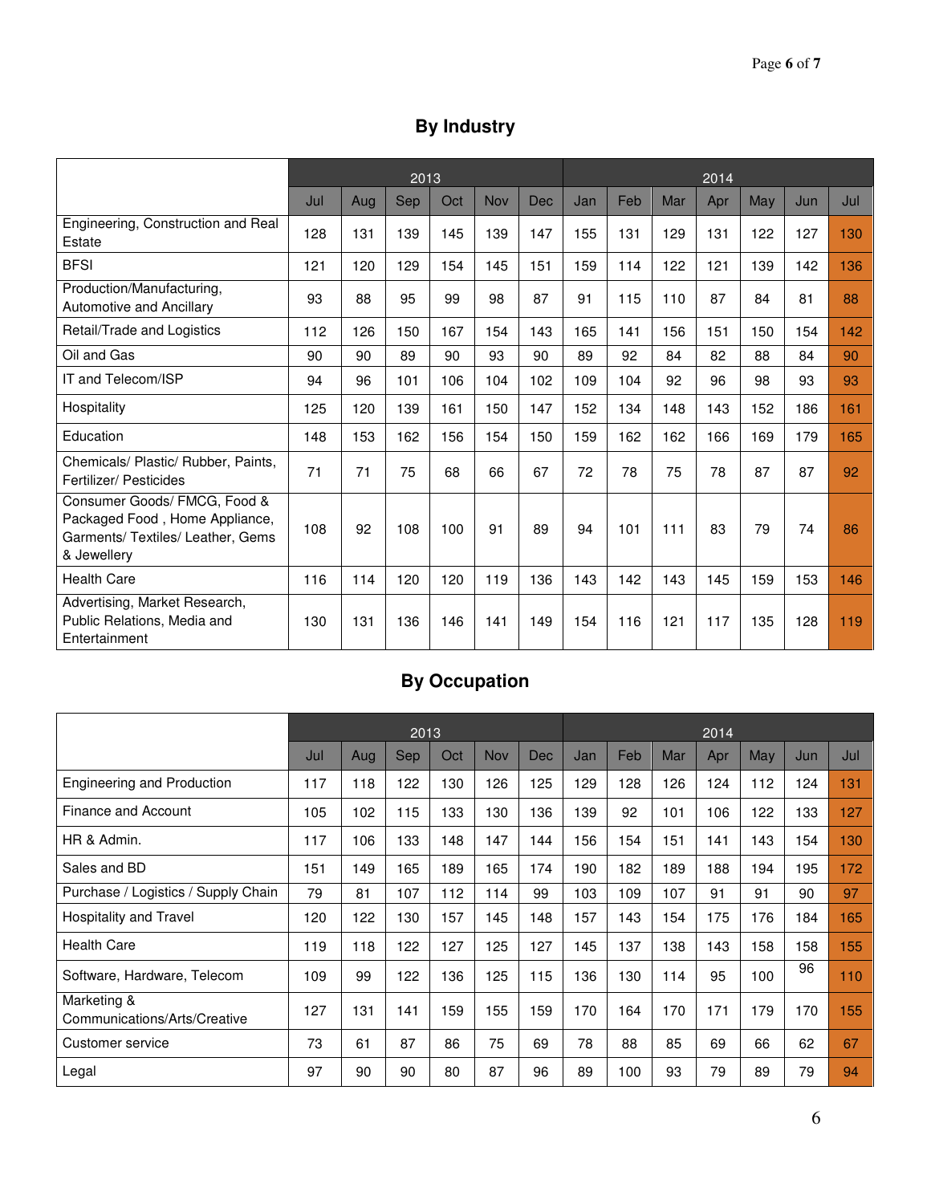## By Industry

| | 2013 | | | | | | 2014 | | | | | | |
|---|---|---|---|---|---|---|---|---|---|---|---|---|---|
| | Jul | Aug | Sep | Oct | Nov | Dec | Jan | Feb | Mar | Apr | May | Jun | Jul |
| Engineering, Construction and Real Estate | 128 | 131 | 139 | 145 | 139 | 147 | 155 | 131 | 129 | 131 | 122 | 127 | 130 |
| BFSI | 121 | 120 | 129 | 154 | 145 | 151 | 159 | 114 | 122 | 121 | 139 | 142 | 136 |
| Production/Manufacturing, Automotive and Ancillary | 93 | 88 | 95 | 99 | 98 | 87 | 91 | 115 | 110 | 87 | 84 | 81 | 88 |
| Retail/Trade and Logistics | 112 | 126 | 150 | 167 | 154 | 143 | 165 | 141 | 156 | 151 | 150 | 154 | 142 |
| Oil and Gas | 90 | 90 | 89 | 90 | 93 | 90 | 89 | 92 | 84 | 82 | 88 | 84 | 90 |
| IT and Telecom/ISP | 94 | 96 | 101 | 106 | 104 | 102 | 109 | 104 | 92 | 96 | 98 | 93 | 93 |
| Hospitality | 125 | 120 | 139 | 161 | 150 | 147 | 152 | 134 | 148 | 143 | 152 | 186 | 161 |
| Education | 148 | 153 | 162 | 156 | 154 | 150 | 159 | 162 | 162 | 166 | 169 | 179 | 165 |
| Chemicals/ Plastic/ Rubber, Paints, Fertilizer/ Pesticides | 71 | 71 | 75 | 68 | 66 | 67 | 72 | 78 | 75 | 78 | 87 | 87 | 92 |
| Consumer Goods/ FMCG, Food & Packaged Food , Home Appliance, Garments/ Textiles/ Leather, Gems & Jewellery | 108 | 92 | 108 | 100 | 91 | 89 | 94 | 101 | 111 | 83 | 79 | 74 | 86 |
| Health Care | 116 | 114 | 120 | 120 | 119 | 136 | 143 | 142 | 143 | 145 | 159 | 153 | 146 |
| Advertising, Market Research, Public Relations, Media and Entertainment | 130 | 131 | 136 | 146 | 141 | 149 | 154 | 116 | 121 | 117 | 135 | 128 | 119 |

## By Occupation

| | 2013 | | | | | | 2014 | | | | | | |
|---|---|---|---|---|---|---|---|---|---|---|---|---|---|
| | Jul | Aug | Sep | Oct | Nov | Dec | Jan | Feb | Mar | Apr | May | Jun | Jul |
| Engineering and Production | 117 | 118 | 122 | 130 | 126 | 125 | 129 | 128 | 126 | 124 | 112 | 124 | 131 |
| Finance and Account | 105 | 102 | 115 | 133 | 130 | 136 | 139 | 92 | 101 | 106 | 122 | 133 | 127 |
| HR & Admin. | 117 | 106 | 133 | 148 | 147 | 144 | 156 | 154 | 151 | 141 | 143 | 154 | 130 |
| Sales and BD | 151 | 149 | 165 | 189 | 165 | 174 | 190 | 182 | 189 | 188 | 194 | 195 | 172 |
| Purchase / Logistics / Supply Chain | 79 | 81 | 107 | 112 | 114 | 99 | 103 | 109 | 107 | 91 | 91 | 90 | 97 |
| Hospitality and Travel | 120 | 122 | 130 | 157 | 145 | 148 | 157 | 143 | 154 | 175 | 176 | 184 | 165 |
| Health Care | 119 | 118 | 122 | 127 | 125 | 127 | 145 | 137 | 138 | 143 | 158 | 158 | 155 |
| Software, Hardware, Telecom | 109 | 99 | 122 | 136 | 125 | 115 | 136 | 130 | 114 | 95 | 100 | 96 | 110 |
| Marketing & Communications/Arts/Creative | 127 | 131 | 141 | 159 | 155 | 159 | 170 | 164 | 170 | 171 | 179 | 170 | 155 |
| Customer service | 73 | 61 | 87 | 86 | 75 | 69 | 78 | 88 | 85 | 69 | 66 | 62 | 67 |
| Legal | 97 | 90 | 90 | 80 | 87 | 96 | 89 | 100 | 93 | 79 | 89 | 79 | 94 |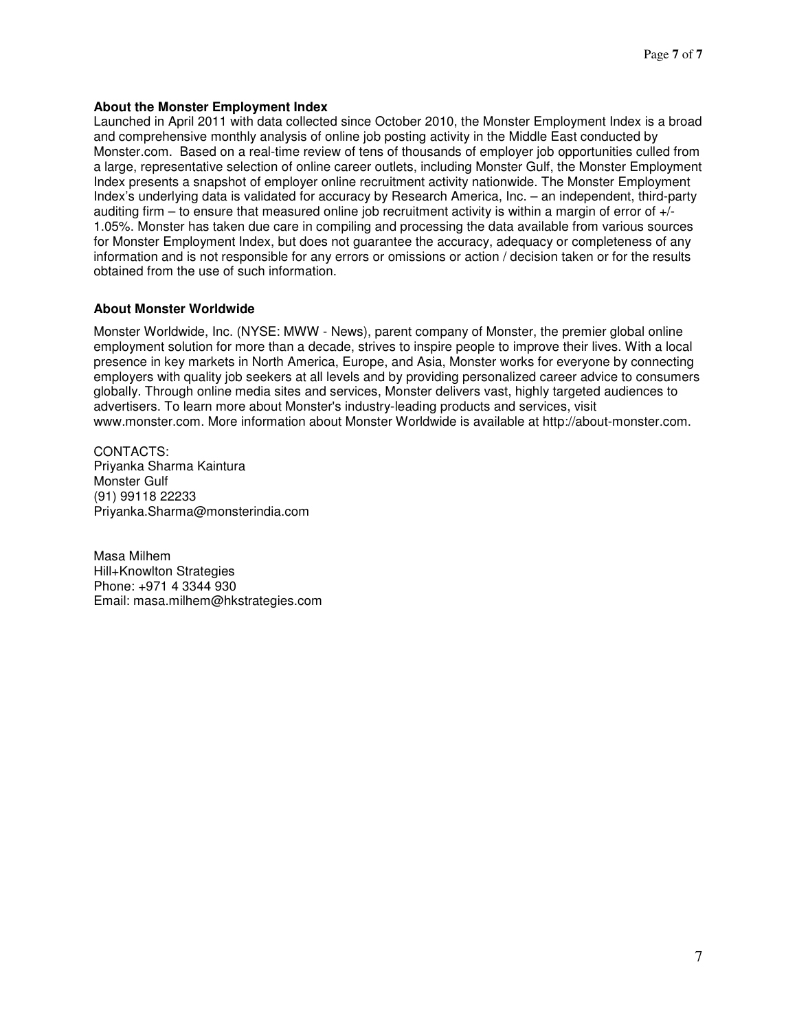**About the Monster Employment Index**

Launched in April 2011 with data collected since October 2010, the Monster Employment Index is a broad and comprehensive monthly analysis of online job posting activity in the Middle East conducted by Monster.com. Based on a real-time review of tens of thousands of employer job opportunities culled from a large, representative selection of online career outlets, including Monster Gulf, the Monster Employment Index presents a snapshot of employer online recruitment activity nationwide. The Monster Employment Index's underlying data is validated for accuracy by Research America, Inc. – an independent, third-party auditing firm – to ensure that measured online job recruitment activity is within a margin of error of +/- 1.05%. Monster has taken due care in compiling and processing the data available from various sources for Monster Employment Index, but does not guarantee the accuracy, adequacy or completeness of any information and is not responsible for any errors or omissions or action / decision taken or for the results obtained from the use of such information.

**About Monster Worldwide**

Monster Worldwide, Inc. (NYSE: MWW - News), parent company of Monster, the premier global online employment solution for more than a decade, strives to inspire people to improve their lives. With a local presence in key markets in North America, Europe, and Asia, Monster works for everyone by connecting employers with quality job seekers at all levels and by providing personalized career advice to consumers globally. Through online media sites and services, Monster delivers vast, highly targeted audiences to advertisers. To learn more about Monster's industry-leading products and services, visit www.monster.com. More information about Monster Worldwide is available at http://about-monster.com.

CONTACTS:
Priyanka Sharma Kaintura
Monster Gulf
(91) 99118 22233
Priyanka.Sharma@monsterindia.com

Masa Milhem
Hill+Knowlton Strategies
Phone: +971 4 3344 930
Email: masa.milhem@hkstrategies.com